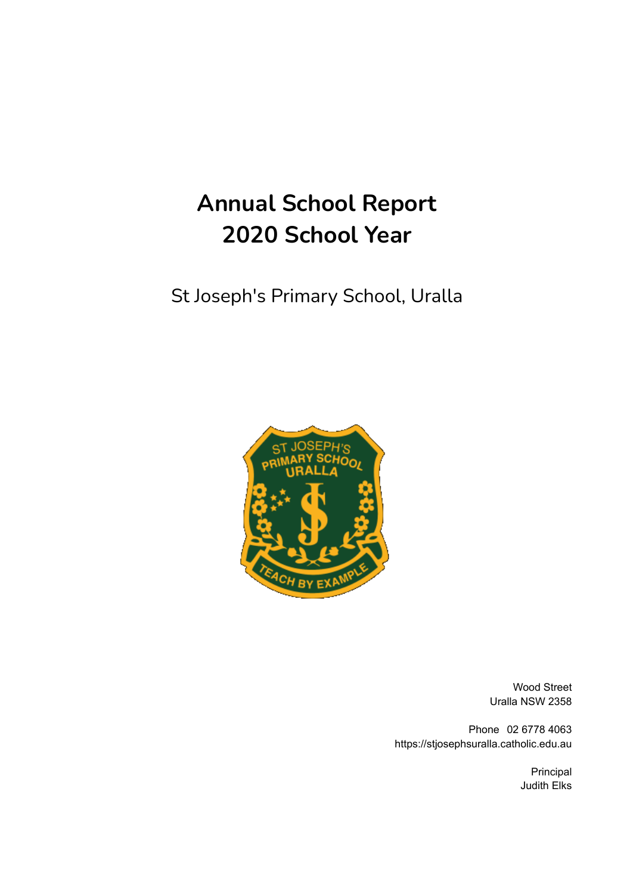# Annual School Report
# 2020 School Year

St Joseph's Primary School, Uralla

Wood Street
Uralla NSW 2358

Phone 02 6778 4063
https://stjosephsuralla.catholic.edu.au

Principal
Judith Elks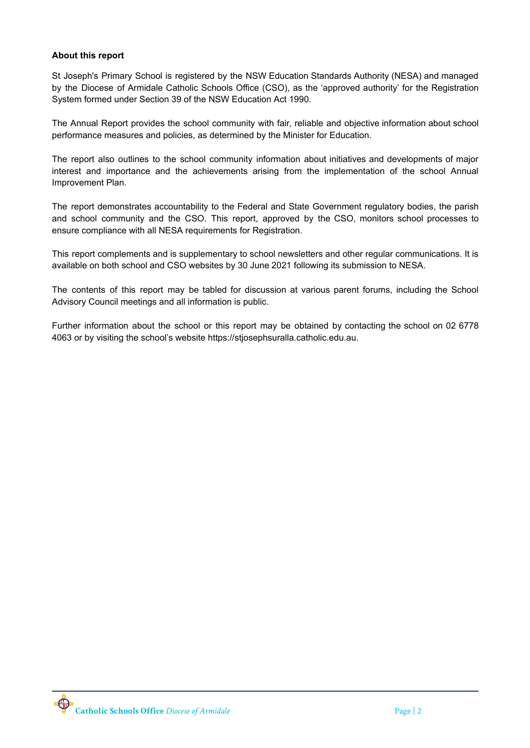**About this report**

St Joseph's Primary School is registered by the NSW Education Standards Authority (NESA) and managed by the Diocese of Armidale Catholic Schools Office (CSO), as the 'approved authority' for the Registration System formed under Section 39 of the NSW Education Act 1990.

The Annual Report provides the school community with fair, reliable and objective information about school performance measures and policies, as determined by the Minister for Education.

The report also outlines to the school community information about initiatives and developments of major interest and importance and the achievements arising from the implementation of the school Annual Improvement Plan.

The report demonstrates accountability to the Federal and State Government regulatory bodies, the parish and school community and the CSO. This report, approved by the CSO, monitors school processes to ensure compliance with all NESA requirements for Registration.

This report complements and is supplementary to school newsletters and other regular communications. It is available on both school and CSO websites by 30 June 2021 following its submission to NESA.

The contents of this report may be tabled for discussion at various parent forums, including the School Advisory Council meetings and all information is public.

Further information about the school or this report may be obtained by contacting the school on 02 6778 4063 or by visiting the school's website https://stjosephsuralla.catholic.edu.au.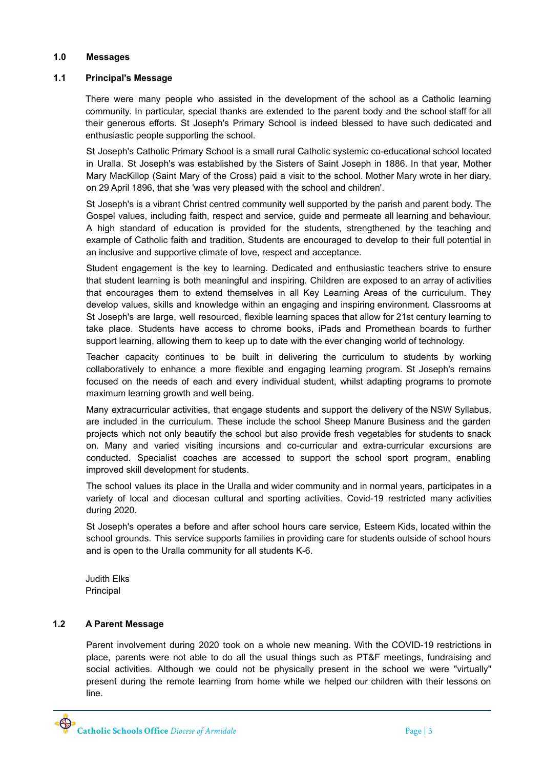# 1.0 Messages

## 1.1 Principal's Message

There were many people who assisted in the development of the school as a Catholic learning community. In particular, special thanks are extended to the parent body and the school staff for all their generous efforts. St Joseph's Primary School is indeed blessed to have such dedicated and enthusiastic people supporting the school.

St Joseph's Catholic Primary School is a small rural Catholic systemic co-educational school located in Uralla. St Joseph's was established by the Sisters of Saint Joseph in 1886. In that year, Mother Mary MacKillop (Saint Mary of the Cross) paid a visit to the school. Mother Mary wrote in her diary, on 29 April 1896, that she 'was very pleased with the school and children'.

St Joseph's is a vibrant Christ centred community well supported by the parish and parent body. The Gospel values, including faith, respect and service, guide and permeate all learning and behaviour. A high standard of education is provided for the students, strengthened by the teaching and example of Catholic faith and tradition. Students are encouraged to develop to their full potential in an inclusive and supportive climate of love, respect and acceptance.

Student engagement is the key to learning. Dedicated and enthusiastic teachers strive to ensure that student learning is both meaningful and inspiring. Children are exposed to an array of activities that encourages them to extend themselves in all Key Learning Areas of the curriculum. They develop values, skills and knowledge within an engaging and inspiring environment. Classrooms at St Joseph's are large, well resourced, flexible learning spaces that allow for 21st century learning to take place. Students have access to chrome books, iPads and Promethean boards to further support learning, allowing them to keep up to date with the ever changing world of technology.

Teacher capacity continues to be built in delivering the curriculum to students by working collaboratively to enhance a more flexible and engaging learning program. St Joseph's remains focused on the needs of each and every individual student, whilst adapting programs to promote maximum learning growth and well being.

Many extracurricular activities, that engage students and support the delivery of the NSW Syllabus, are included in the curriculum. These include the school Sheep Manure Business and the garden projects which not only beautify the school but also provide fresh vegetables for students to snack on. Many and varied visiting incursions and co-curricular and extra-curricular excursions are conducted. Specialist coaches are accessed to support the school sport program, enabling improved skill development for students.

The school values its place in the Uralla and wider community and in normal years, participates in a variety of local and diocesan cultural and sporting activities. Covid-19 restricted many activities during 2020.

St Joseph's operates a before and after school hours care service, Esteem Kids, located within the school grounds. This service supports families in providing care for students outside of school hours and is open to the Uralla community for all students K-6.

Judith Elks
Principal

## 1.2 A Parent Message

Parent involvement during 2020 took on a whole new meaning. With the COVID-19 restrictions in place, parents were not able to do all the usual things such as PT&F meetings, fundraising and social activities. Although we could not be physically present in the school we were "virtually" present during the remote learning from home while we helped our children with their lessons on line.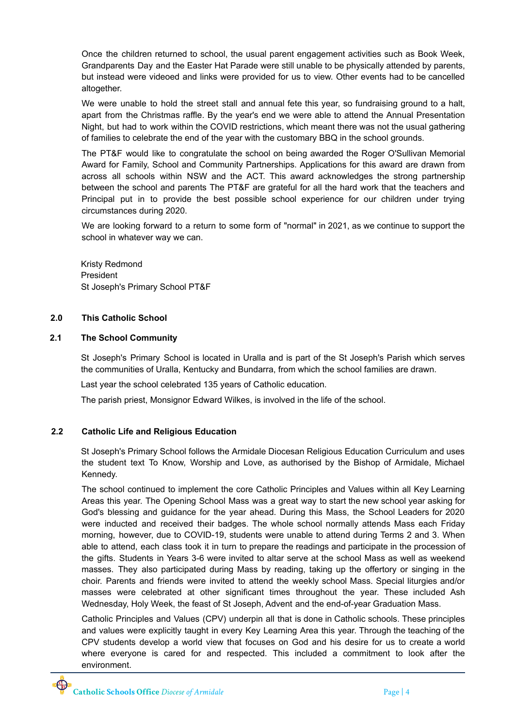Once the children returned to school, the usual parent engagement activities such as Book Week, Grandparents Day and the Easter Hat Parade were still unable to be physically attended by parents, but instead were videoed and links were provided for us to view. Other events had to be cancelled altogether.

We were unable to hold the street stall and annual fete this year, so fundraising ground to a halt, apart from the Christmas raffle. By the year's end we were able to attend the Annual Presentation Night, but had to work within the COVID restrictions, which meant there was not the usual gathering of families to celebrate the end of the year with the customary BBQ in the school grounds.

The PT&F would like to congratulate the school on being awarded the Roger O'Sullivan Memorial Award for Family, School and Community Partnerships. Applications for this award are drawn from across all schools within NSW and the ACT. This award acknowledges the strong partnership between the school and parents The PT&F are grateful for all the hard work that the teachers and Principal put in to provide the best possible school experience for our children under trying circumstances during 2020.

We are looking forward to a return to some form of "normal" in 2021, as we continue to support the school in whatever way we can.

Kristy Redmond
President
St Joseph's Primary School PT&F

## 2.0 This Catholic School

### 2.1 The School Community

St Joseph's Primary School is located in Uralla and is part of the St Joseph's Parish which serves the communities of Uralla, Kentucky and Bundarra, from which the school families are drawn.

Last year the school celebrated 135 years of Catholic education.

The parish priest, Monsignor Edward Wilkes, is involved in the life of the school.

### 2.2 Catholic Life and Religious Education

St Joseph's Primary School follows the Armidale Diocesan Religious Education Curriculum and uses the student text To Know, Worship and Love, as authorised by the Bishop of Armidale, Michael Kennedy.

The school continued to implement the core Catholic Principles and Values within all Key Learning Areas this year. The Opening School Mass was a great way to start the new school year asking for God's blessing and guidance for the year ahead. During this Mass, the School Leaders for 2020 were inducted and received their badges. The whole school normally attends Mass each Friday morning, however, due to COVID-19, students were unable to attend during Terms 2 and 3. When able to attend, each class took it in turn to prepare the readings and participate in the procession of the gifts. Students in Years 3-6 were invited to altar serve at the school Mass as well as weekend masses. They also participated during Mass by reading, taking up the offertory or singing in the choir. Parents and friends were invited to attend the weekly school Mass. Special liturgies and/or masses were celebrated at other significant times throughout the year. These included Ash Wednesday, Holy Week, the feast of St Joseph, Advent and the end-of-year Graduation Mass.

Catholic Principles and Values (CPV) underpin all that is done in Catholic schools. These principles and values were explicitly taught in every Key Learning Area this year. Through the teaching of the CPV students develop a world view that focuses on God and his desire for us to create a world where everyone is cared for and respected. This included a commitment to look after the environment.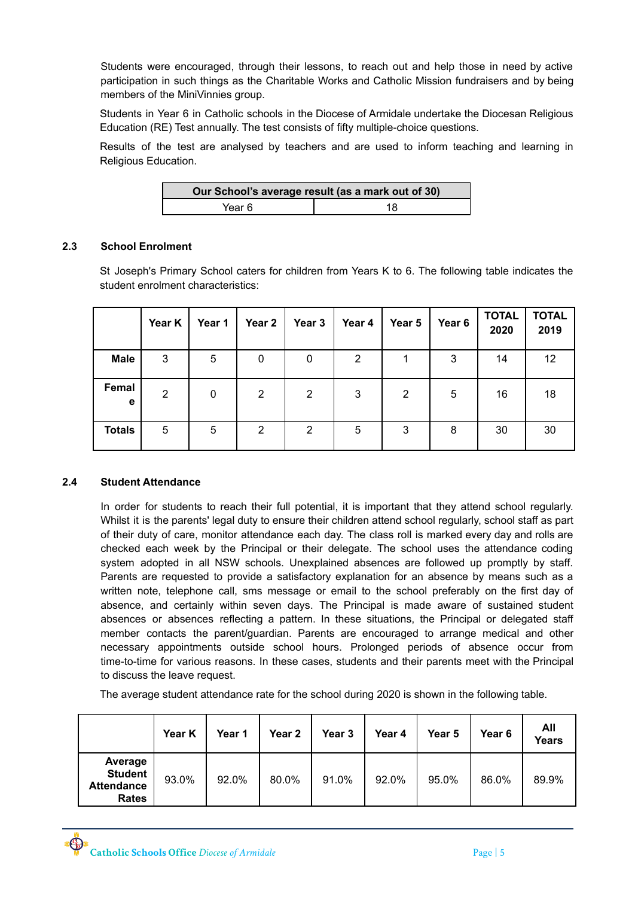Students were encouraged, through their lessons, to reach out and help those in need by active participation in such things as the Charitable Works and Catholic Mission fundraisers and by being members of the MiniVinnies group.

Students in Year 6 in Catholic schools in the Diocese of Armidale undertake the Diocesan Religious Education (RE) Test annually. The test consists of fifty multiple-choice questions.

Results of the test are analysed by teachers and are used to inform teaching and learning in Religious Education.

| Our School's average result (as a mark out of 30) | |
|---|---|
| Year 6 | 18 |

## 2.3 School Enrolment

St Joseph's Primary School caters for children from Years K to 6. The following table indicates the student enrolment characteristics:

| | Year K | Year 1 | Year 2 | Year 3 | Year 4 | Year 5 | Year 6 | TOTAL 2020 | TOTAL 2019 |
|---|---|---|---|---|---|---|---|---|---|
| **Male** | 3 | 5 | 0 | 0 | 2 | 1 | 3 | 14 | 12 |
| **Female** | 2 | 0 | 2 | 2 | 3 | 2 | 5 | 16 | 18 |
| **Totals** | 5 | 5 | 2 | 2 | 5 | 3 | 8 | 30 | 30 |

## 2.4 Student Attendance

In order for students to reach their full potential, it is important that they attend school regularly. Whilst it is the parents' legal duty to ensure their children attend school regularly, school staff as part of their duty of care, monitor attendance each day. The class roll is marked every day and rolls are checked each week by the Principal or their delegate. The school uses the attendance coding system adopted in all NSW schools. Unexplained absences are followed up promptly by staff. Parents are requested to provide a satisfactory explanation for an absence by means such as a written note, telephone call, sms message or email to the school preferably on the first day of absence, and certainly within seven days. The Principal is made aware of sustained student absences or absences reflecting a pattern. In these situations, the Principal or delegated staff member contacts the parent/guardian. Parents are encouraged to arrange medical and other necessary appointments outside school hours. Prolonged periods of absence occur from time-to-time for various reasons. In these cases, students and their parents meet with the Principal to discuss the leave request.

The average student attendance rate for the school during 2020 is shown in the following table.

| | Year K | Year 1 | Year 2 | Year 3 | Year 4 | Year 5 | Year 6 | All Years |
|---|---|---|---|---|---|---|---|---|
| **Average Student Attendance Rates** | 93.0% | 92.0% | 80.0% | 91.0% | 92.0% | 95.0% | 86.0% | 89.9% |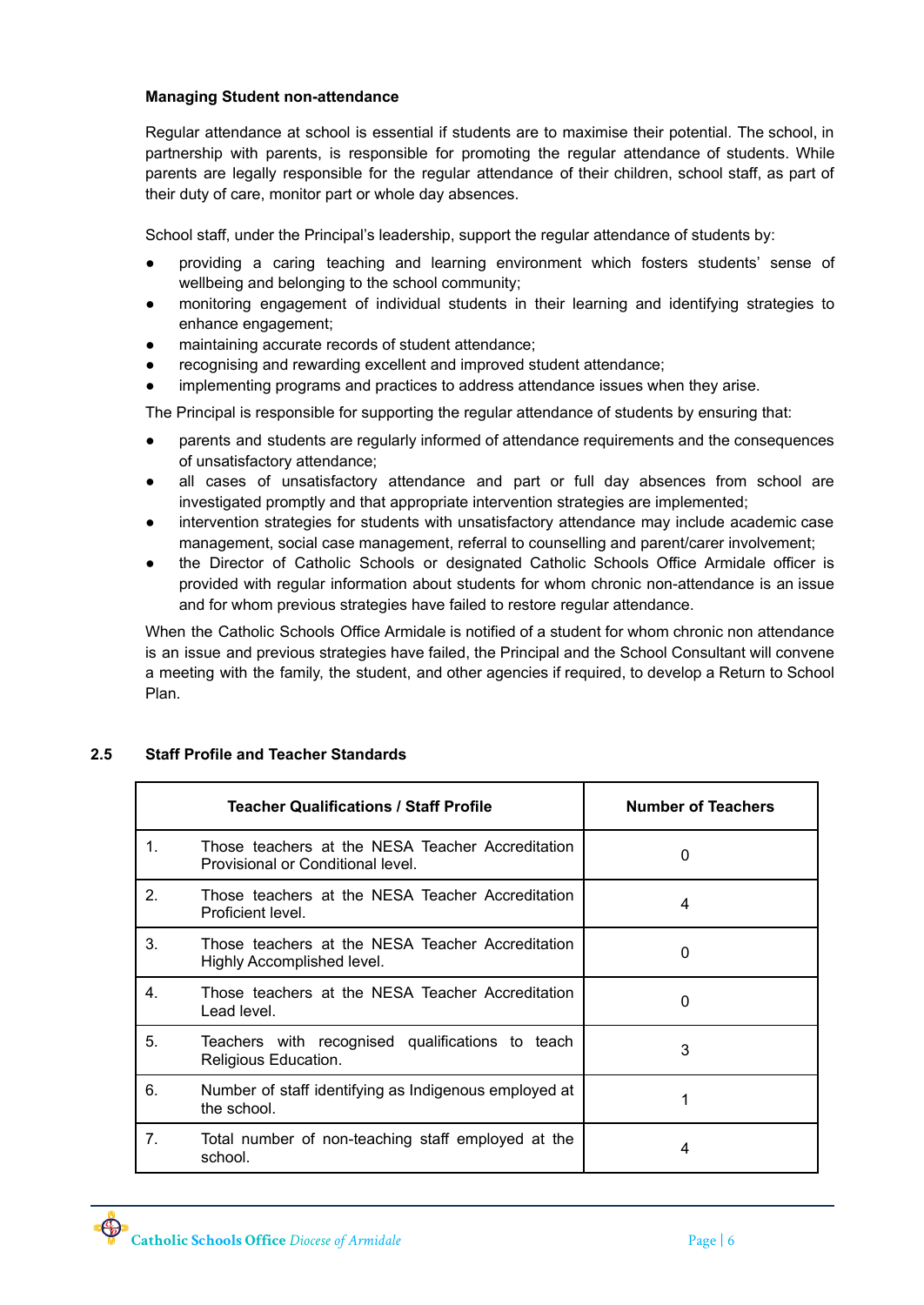**Managing Student non-attendance**

Regular attendance at school is essential if students are to maximise their potential. The school, in partnership with parents, is responsible for promoting the regular attendance of students. While parents are legally responsible for the regular attendance of their children, school staff, as part of their duty of care, monitor part or whole day absences.

School staff, under the Principal's leadership, support the regular attendance of students by:

- providing a caring teaching and learning environment which fosters students' sense of wellbeing and belonging to the school community;
- monitoring engagement of individual students in their learning and identifying strategies to enhance engagement;
- maintaining accurate records of student attendance;
- recognising and rewarding excellent and improved student attendance;
- implementing programs and practices to address attendance issues when they arise.

The Principal is responsible for supporting the regular attendance of students by ensuring that:

- parents and students are regularly informed of attendance requirements and the consequences of unsatisfactory attendance;
- all cases of unsatisfactory attendance and part or full day absences from school are investigated promptly and that appropriate intervention strategies are implemented;
- intervention strategies for students with unsatisfactory attendance may include academic case management, social case management, referral to counselling and parent/carer involvement;
- the Director of Catholic Schools or designated Catholic Schools Office Armidale officer is provided with regular information about students for whom chronic non-attendance is an issue and for whom previous strategies have failed to restore regular attendance.

When the Catholic Schools Office Armidale is notified of a student for whom chronic non attendance is an issue and previous strategies have failed, the Principal and the School Consultant will convene a meeting with the family, the student, and other agencies if required, to develop a Return to School Plan.

## 2.5 Staff Profile and Teacher Standards

| Teacher Qualifications / Staff Profile | Number of Teachers |
|---|---|
| 1. Those teachers at the NESA Teacher Accreditation Provisional or Conditional level. | 0 |
| 2. Those teachers at the NESA Teacher Accreditation Proficient level. | 4 |
| 3. Those teachers at the NESA Teacher Accreditation Highly Accomplished level. | 0 |
| 4. Those teachers at the NESA Teacher Accreditation Lead level. | 0 |
| 5. Teachers with recognised qualifications to teach Religious Education. | 3 |
| 6. Number of staff identifying as Indigenous employed at the school. | 1 |
| 7. Total number of non-teaching staff employed at the school. | 4 |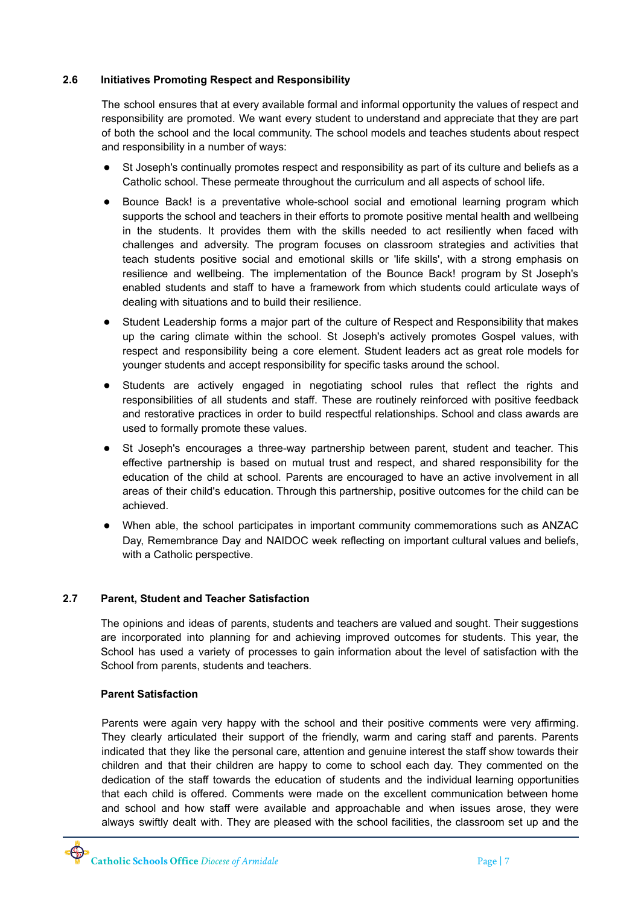## 2.6 Initiatives Promoting Respect and Responsibility

The school ensures that at every available formal and informal opportunity the values of respect and responsibility are promoted. We want every student to understand and appreciate that they are part of both the school and the local community. The school models and teaches students about respect and responsibility in a number of ways:

- St Joseph's continually promotes respect and responsibility as part of its culture and beliefs as a Catholic school. These permeate throughout the curriculum and all aspects of school life.
- Bounce Back! is a preventative whole-school social and emotional learning program which supports the school and teachers in their efforts to promote positive mental health and wellbeing in the students. It provides them with the skills needed to act resiliently when faced with challenges and adversity. The program focuses on classroom strategies and activities that teach students positive social and emotional skills or 'life skills', with a strong emphasis on resilience and wellbeing. The implementation of the Bounce Back! program by St Joseph's enabled students and staff to have a framework from which students could articulate ways of dealing with situations and to build their resilience.
- Student Leadership forms a major part of the culture of Respect and Responsibility that makes up the caring climate within the school. St Joseph's actively promotes Gospel values, with respect and responsibility being a core element. Student leaders act as great role models for younger students and accept responsibility for specific tasks around the school.
- Students are actively engaged in negotiating school rules that reflect the rights and responsibilities of all students and staff. These are routinely reinforced with positive feedback and restorative practices in order to build respectful relationships. School and class awards are used to formally promote these values.
- St Joseph's encourages a three-way partnership between parent, student and teacher. This effective partnership is based on mutual trust and respect, and shared responsibility for the education of the child at school. Parents are encouraged to have an active involvement in all areas of their child's education. Through this partnership, positive outcomes for the child can be achieved.
- When able, the school participates in important community commemorations such as ANZAC Day, Remembrance Day and NAIDOC week reflecting on important cultural values and beliefs, with a Catholic perspective.

## 2.7 Parent, Student and Teacher Satisfaction

The opinions and ideas of parents, students and teachers are valued and sought. Their suggestions are incorporated into planning for and achieving improved outcomes for students. This year, the School has used a variety of processes to gain information about the level of satisfaction with the School from parents, students and teachers.

### Parent Satisfaction

Parents were again very happy with the school and their positive comments were very affirming. They clearly articulated their support of the friendly, warm and caring staff and parents. Parents indicated that they like the personal care, attention and genuine interest the staff show towards their children and that their children are happy to come to school each day. They commented on the dedication of the staff towards the education of students and the individual learning opportunities that each child is offered. Comments were made on the excellent communication between home and school and how staff were available and approachable and when issues arose, they were always swiftly dealt with. They are pleased with the school facilities, the classroom set up and the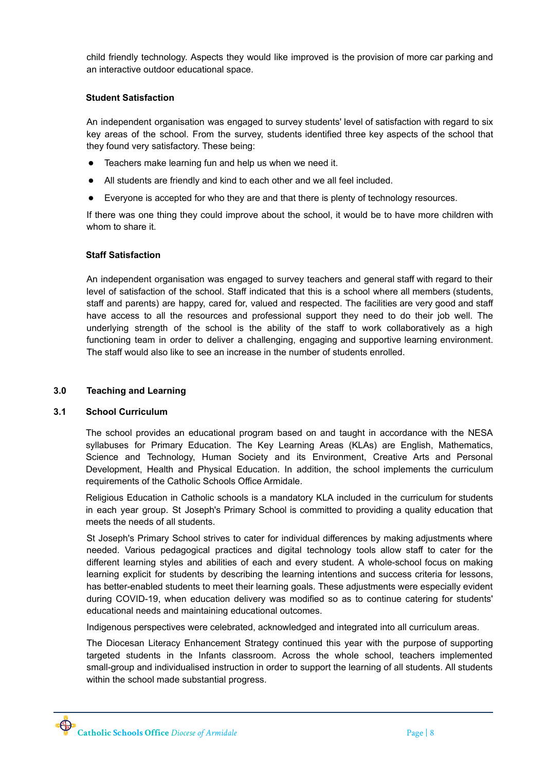child friendly technology. Aspects they would like improved is the provision of more car parking and an interactive outdoor educational space.

### Student Satisfaction

An independent organisation was engaged to survey students' level of satisfaction with regard to six key areas of the school. From the survey, students identified three key aspects of the school that they found very satisfactory. These being:

- Teachers make learning fun and help us when we need it.
- All students are friendly and kind to each other and we all feel included.
- Everyone is accepted for who they are and that there is plenty of technology resources.

If there was one thing they could improve about the school, it would be to have more children with whom to share it.

### Staff Satisfaction

An independent organisation was engaged to survey teachers and general staff with regard to their level of satisfaction of the school. Staff indicated that this is a school where all members (students, staff and parents) are happy, cared for, valued and respected. The facilities are very good and staff have access to all the resources and professional support they need to do their job well. The underlying strength of the school is the ability of the staff to work collaboratively as a high functioning team in order to deliver a challenging, engaging and supportive learning environment. The staff would also like to see an increase in the number of students enrolled.

## 3.0 Teaching and Learning

### 3.1 School Curriculum

The school provides an educational program based on and taught in accordance with the NESA syllabuses for Primary Education. The Key Learning Areas (KLAs) are English, Mathematics, Science and Technology, Human Society and its Environment, Creative Arts and Personal Development, Health and Physical Education. In addition, the school implements the curriculum requirements of the Catholic Schools Office Armidale.

Religious Education in Catholic schools is a mandatory KLA included in the curriculum for students in each year group. St Joseph's Primary School is committed to providing a quality education that meets the needs of all students.

St Joseph's Primary School strives to cater for individual differences by making adjustments where needed. Various pedagogical practices and digital technology tools allow staff to cater for the different learning styles and abilities of each and every student. A whole-school focus on making learning explicit for students by describing the learning intentions and success criteria for lessons, has better-enabled students to meet their learning goals. These adjustments were especially evident during COVID-19, when education delivery was modified so as to continue catering for students' educational needs and maintaining educational outcomes.

Indigenous perspectives were celebrated, acknowledged and integrated into all curriculum areas.

The Diocesan Literacy Enhancement Strategy continued this year with the purpose of supporting targeted students in the Infants classroom. Across the whole school, teachers implemented small-group and individualised instruction in order to support the learning of all students. All students within the school made substantial progress.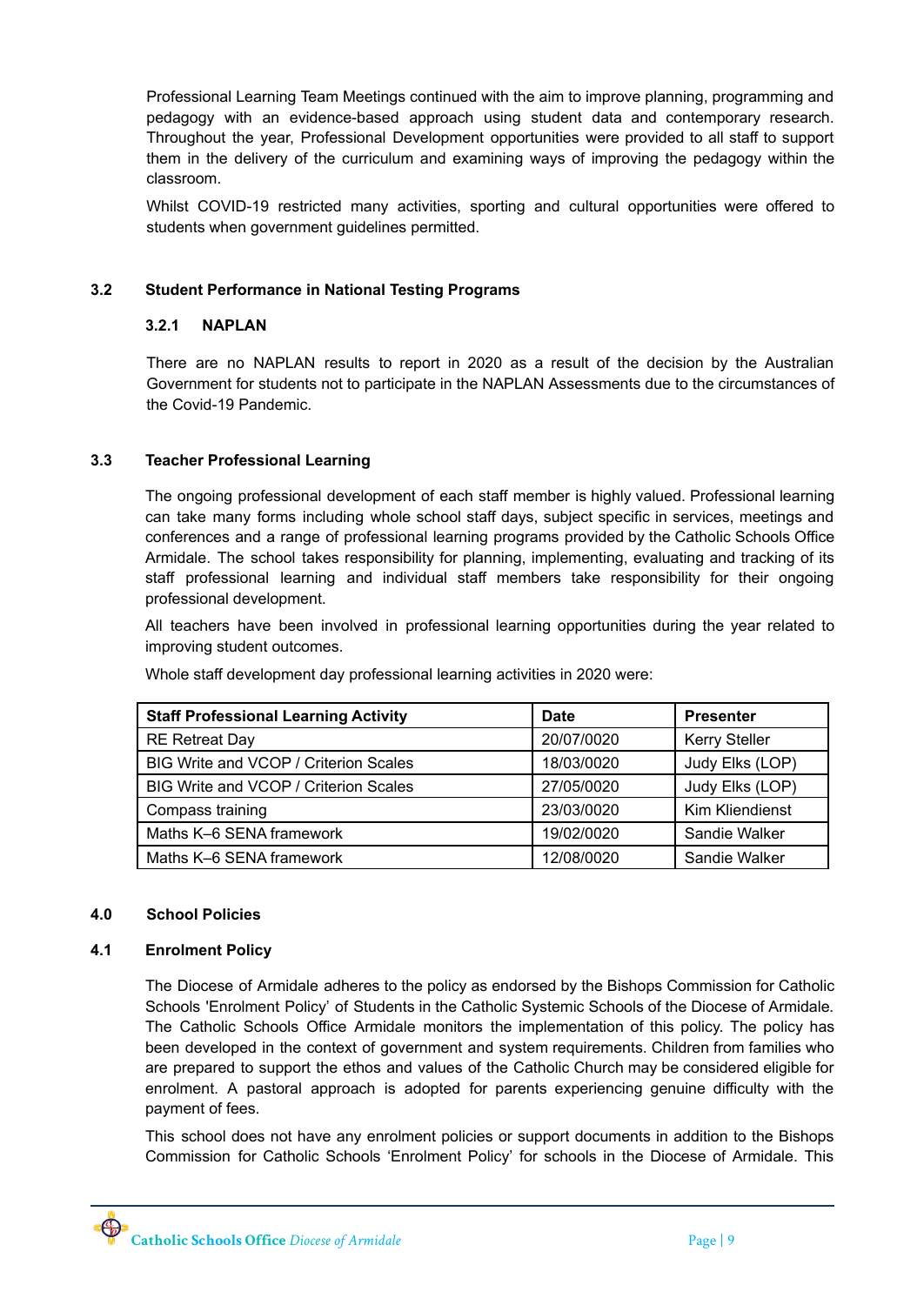Professional Learning Team Meetings continued with the aim to improve planning, programming and pedagogy with an evidence-based approach using student data and contemporary research. Throughout the year, Professional Development opportunities were provided to all staff to support them in the delivery of the curriculum and examining ways of improving the pedagogy within the classroom.

Whilst COVID-19 restricted many activities, sporting and cultural opportunities were offered to students when government guidelines permitted.

## 3.2 Student Performance in National Testing Programs

### 3.2.1 NAPLAN

There are no NAPLAN results to report in 2020 as a result of the decision by the Australian Government for students not to participate in the NAPLAN Assessments due to the circumstances of the Covid-19 Pandemic.

## 3.3 Teacher Professional Learning

The ongoing professional development of each staff member is highly valued. Professional learning can take many forms including whole school staff days, subject specific in services, meetings and conferences and a range of professional learning programs provided by the Catholic Schools Office Armidale. The school takes responsibility for planning, implementing, evaluating and tracking of its staff professional learning and individual staff members take responsibility for their ongoing professional development.

All teachers have been involved in professional learning opportunities during the year related to improving student outcomes.

Whole staff development day professional learning activities in 2020 were:

| Staff Professional Learning Activity | Date | Presenter |
|---|---|---|
| RE Retreat Day | 20/07/0020 | Kerry Steller |
| BIG Write and VCOP / Criterion Scales | 18/03/0020 | Judy Elks (LOP) |
| BIG Write and VCOP / Criterion Scales | 27/05/0020 | Judy Elks (LOP) |
| Compass training | 23/03/0020 | Kim Kliendienst |
| Maths K–6 SENA framework | 19/02/0020 | Sandie Walker |
| Maths K–6 SENA framework | 12/08/0020 | Sandie Walker |

# 4.0 School Policies

## 4.1 Enrolment Policy

The Diocese of Armidale adheres to the policy as endorsed by the Bishops Commission for Catholic Schools 'Enrolment Policy' of Students in the Catholic Systemic Schools of the Diocese of Armidale. The Catholic Schools Office Armidale monitors the implementation of this policy. The policy has been developed in the context of government and system requirements. Children from families who are prepared to support the ethos and values of the Catholic Church may be considered eligible for enrolment. A pastoral approach is adopted for parents experiencing genuine difficulty with the payment of fees.

This school does not have any enrolment policies or support documents in addition to the Bishops Commission for Catholic Schools 'Enrolment Policy' for schools in the Diocese of Armidale. This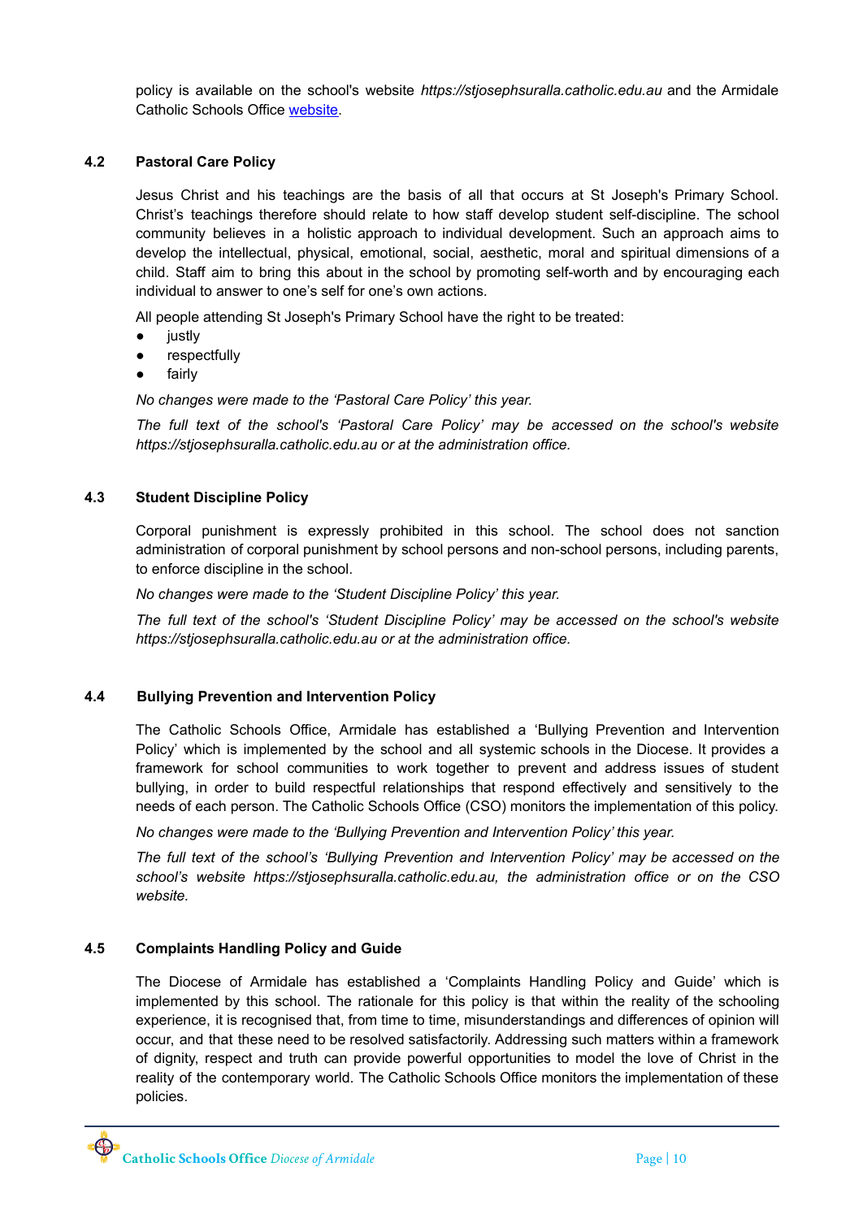policy is available on the school's website *https://stjosephsuralla.catholic.edu.au* and the Armidale Catholic Schools Office [website](#).

### 4.2 Pastoral Care Policy

Jesus Christ and his teachings are the basis of all that occurs at St Joseph's Primary School. Christ's teachings therefore should relate to how staff develop student self-discipline. The school community believes in a holistic approach to individual development. Such an approach aims to develop the intellectual, physical, emotional, social, aesthetic, moral and spiritual dimensions of a child. Staff aim to bring this about in the school by promoting self-worth and by encouraging each individual to answer to one's self for one's own actions.

All people attending St Joseph's Primary School have the right to be treated:

- justly
- respectfully
- fairly

*No changes were made to the 'Pastoral Care Policy' this year.*

*The full text of the school's 'Pastoral Care Policy' may be accessed on the school's website https://stjosephsuralla.catholic.edu.au or at the administration office.*

### 4.3 Student Discipline Policy

Corporal punishment is expressly prohibited in this school. The school does not sanction administration of corporal punishment by school persons and non-school persons, including parents, to enforce discipline in the school.

*No changes were made to the 'Student Discipline Policy' this year.*

*The full text of the school's 'Student Discipline Policy' may be accessed on the school's website https://stjosephsuralla.catholic.edu.au or at the administration office.*

### 4.4 Bullying Prevention and Intervention Policy

The Catholic Schools Office, Armidale has established a 'Bullying Prevention and Intervention Policy' which is implemented by the school and all systemic schools in the Diocese. It provides a framework for school communities to work together to prevent and address issues of student bullying, in order to build respectful relationships that respond effectively and sensitively to the needs of each person. The Catholic Schools Office (CSO) monitors the implementation of this policy.

*No changes were made to the 'Bullying Prevention and Intervention Policy' this year.*

*The full text of the school's 'Bullying Prevention and Intervention Policy' may be accessed on the school's website https://stjosephsuralla.catholic.edu.au, the administration office or on the CSO website.*

### 4.5 Complaints Handling Policy and Guide

The Diocese of Armidale has established a 'Complaints Handling Policy and Guide' which is implemented by this school. The rationale for this policy is that within the reality of the schooling experience, it is recognised that, from time to time, misunderstandings and differences of opinion will occur, and that these need to be resolved satisfactorily. Addressing such matters within a framework of dignity, respect and truth can provide powerful opportunities to model the love of Christ in the reality of the contemporary world. The Catholic Schools Office monitors the implementation of these policies.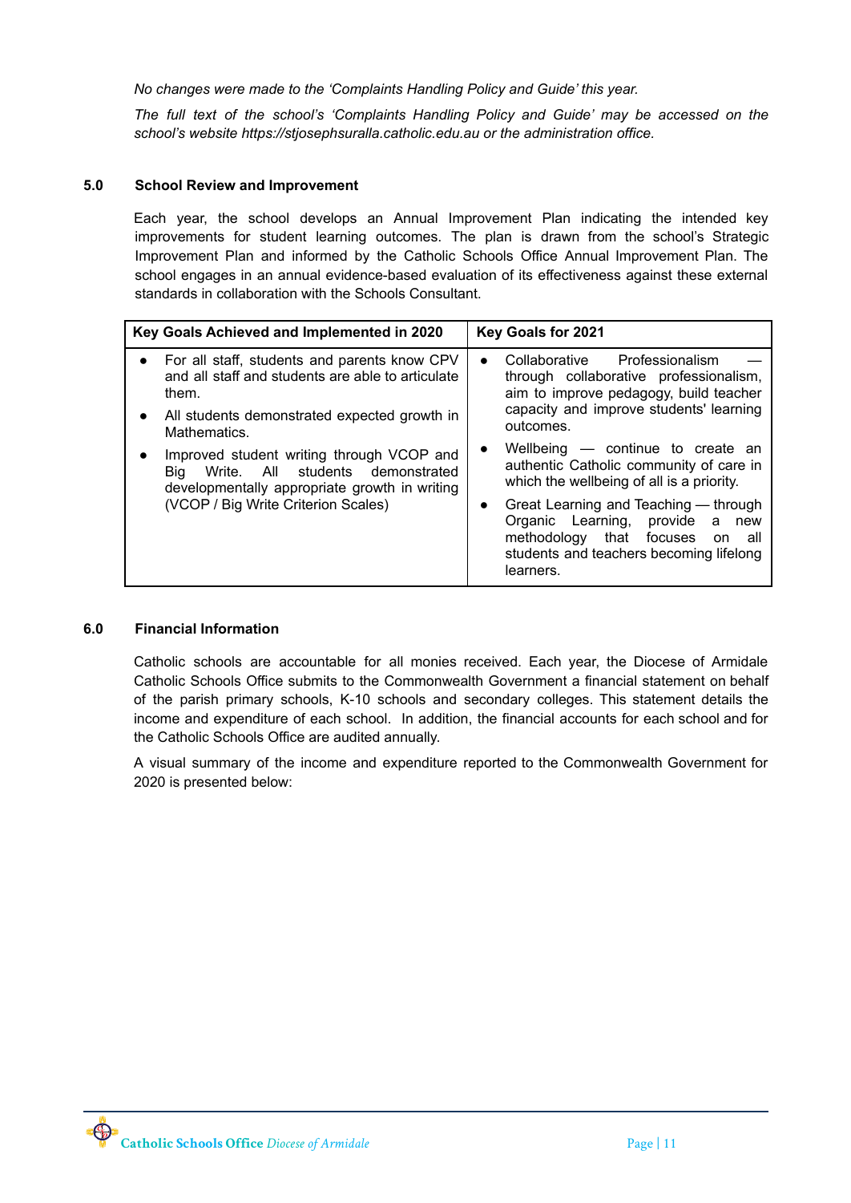*No changes were made to the 'Complaints Handling Policy and Guide' this year.*

*The full text of the school's 'Complaints Handling Policy and Guide' may be accessed on the school's website https://stjosephsuralla.catholic.edu.au or the administration office.*

## 5.0 School Review and Improvement

Each year, the school develops an Annual Improvement Plan indicating the intended key improvements for student learning outcomes. The plan is drawn from the school's Strategic Improvement Plan and informed by the Catholic Schools Office Annual Improvement Plan. The school engages in an annual evidence-based evaluation of its effectiveness against these external standards in collaboration with the Schools Consultant.

| Key Goals Achieved and Implemented in 2020 | Key Goals for 2021 |
| --- | --- |
| • For all staff, students and parents know CPV and all staff and students are able to articulate them.<br>• All students demonstrated expected growth in Mathematics.<br>• Improved student writing through VCOP and Big Write. All students demonstrated developmentally appropriate growth in writing (VCOP / Big Write Criterion Scales) | • Collaborative Professionalism — through collaborative professionalism, aim to improve pedagogy, build teacher capacity and improve students' learning outcomes.<br>• Wellbeing — continue to create an authentic Catholic community of care in which the wellbeing of all is a priority.<br>• Great Learning and Teaching — through Organic Learning, provide a new methodology that focuses on all students and teachers becoming lifelong learners. |

## 6.0 Financial Information

Catholic schools are accountable for all monies received. Each year, the Diocese of Armidale Catholic Schools Office submits to the Commonwealth Government a financial statement on behalf of the parish primary schools, K-10 schools and secondary colleges. This statement details the income and expenditure of each school. In addition, the financial accounts for each school and for the Catholic Schools Office are audited annually.

A visual summary of the income and expenditure reported to the Commonwealth Government for 2020 is presented below: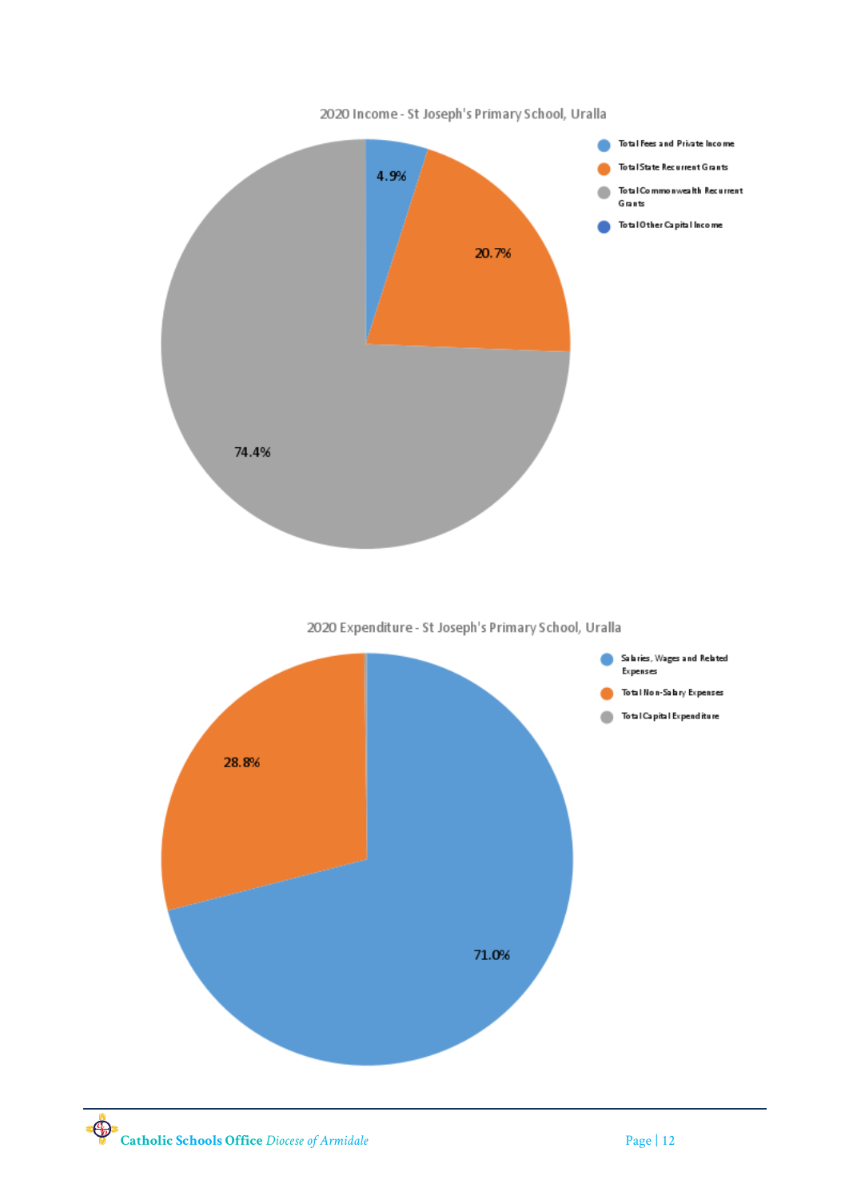2020 Income - St Joseph's Primary School, Uralla

- Total Fees and Private Income
- Total State Recurrent Grants
- Total Commonwealth Recurrent Grants
- Total Other Capital Income

4.9%

20.7%

74.4%

2020 Expenditure - St Joseph's Primary School, Uralla

- Salaries, Wages and Related Expenses
- Total Non-Salary Expenses
- Total Capital Expenditure

28.8%

71.0%